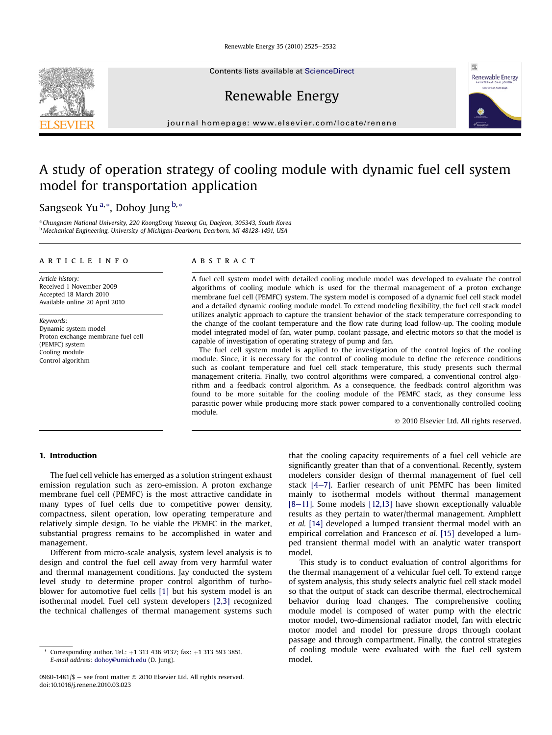Contents lists available at ScienceDirect

# Renewable Energy

journal homepage: www.elsevier.com/locate/renene

# A study of operation strategy of cooling module with dynamic fuel cell system model for transportation application

Sangseok Yu [a,*], Dohoy Jung [b,*]

[a] Chungnam National University, 220 KoongDong Yuseong Gu, Daejeon, 305343, South Korea
[b] Mechanical Engineering, University of Michigan-Dearborn, Dearborn, MI 48128-1491, USA

## ARTICLE INFO

*Article history:*
Received 1 November 2009
Accepted 18 March 2010
Available online 20 April 2010

*Keywords:*
Dynamic system model
Proton exchange membrane fuel cell (PEMFC) system
Cooling module
Control algorithm

## ABSTRACT

A fuel cell system model with detailed cooling module model was developed to evaluate the control algorithms of cooling module which is used for the thermal management of a proton exchange membrane fuel cell (PEMFC) system. The system model is composed of a dynamic fuel cell stack model and a detailed dynamic cooling module model. To extend modeling flexibility, the fuel cell stack model utilizes analytic approach to capture the transient behavior of the stack temperature corresponding to the change of the coolant temperature and the flow rate during load follow-up. The cooling module model integrated model of fan, water pump, coolant passage, and electric motors so that the model is capable of investigation of operating strategy of pump and fan.

The fuel cell system model is applied to the investigation of the control logics of the cooling module. Since, it is necessary for the control of cooling module to define the reference conditions such as coolant temperature and fuel cell stack temperature, this study presents such thermal management criteria. Finally, two control algorithms were compared, a conventional control algorithm and a feedback control algorithm. As a consequence, the feedback control algorithm was found to be more suitable for the cooling module of the PEMFC stack, as they consume less parasitic power while producing more stack power compared to a conventionally controlled cooling module.

© 2010 Elsevier Ltd. All rights reserved.

## 1. Introduction

The fuel cell vehicle has emerged as a solution stringent exhaust emission regulation such as zero-emission. A proton exchange membrane fuel cell (PEMFC) is the most attractive candidate in many types of fuel cells due to competitive power density, compactness, silent operation, low operating temperature and relatively simple design. To be viable the PEMFC in the market, substantial progress remains to be accomplished in water and management.

Different from micro-scale analysis, system level analysis is to design and control the fuel cell away from very harmful water and thermal management conditions. Jay conducted the system level study to determine proper control algorithm of turbo-blower for automotive fuel cells [1] but his system model is an isothermal model. Fuel cell system developers [2,3] recognized the technical challenges of thermal management systems such that the cooling capacity requirements of a fuel cell vehicle are significantly greater than that of a conventional. Recently, system modelers consider design of thermal management of fuel cell stack [4–7]. Earlier research of unit PEMFC has been limited mainly to isothermal models without thermal management [8–11]. Some models [12,13] have shown exceptionally valuable results as they pertain to water/thermal management. Amphlett *et al.* [14] developed a lumped transient thermal model with an empirical correlation and Francesco *et al.* [15] developed a lumped transient thermal model with an analytic water transport model.

This study is to conduct evaluation of control algorithms for the thermal management of a vehicular fuel cell. To extend range of system analysis, this study selects analytic fuel cell stack model so that the output of stack can describe thermal, electrochemical behavior during load changes. The comprehensive cooling module model is composed of water pump with the electric motor model, two-dimensional radiator model, fan with electric motor model and model for pressure drops through coolant passage and through compartment. Finally, the control strategies of cooling module were evaluated with the fuel cell system model.

* Corresponding author. Tel.: +1 313 436 9137; fax: +1 313 593 3851.
*E-mail address:* dohoy@umich.edu (D. Jung).

0960-1481/$ – see front matter © 2010 Elsevier Ltd. All rights reserved.
doi:10.1016/j.renene.2010.03.023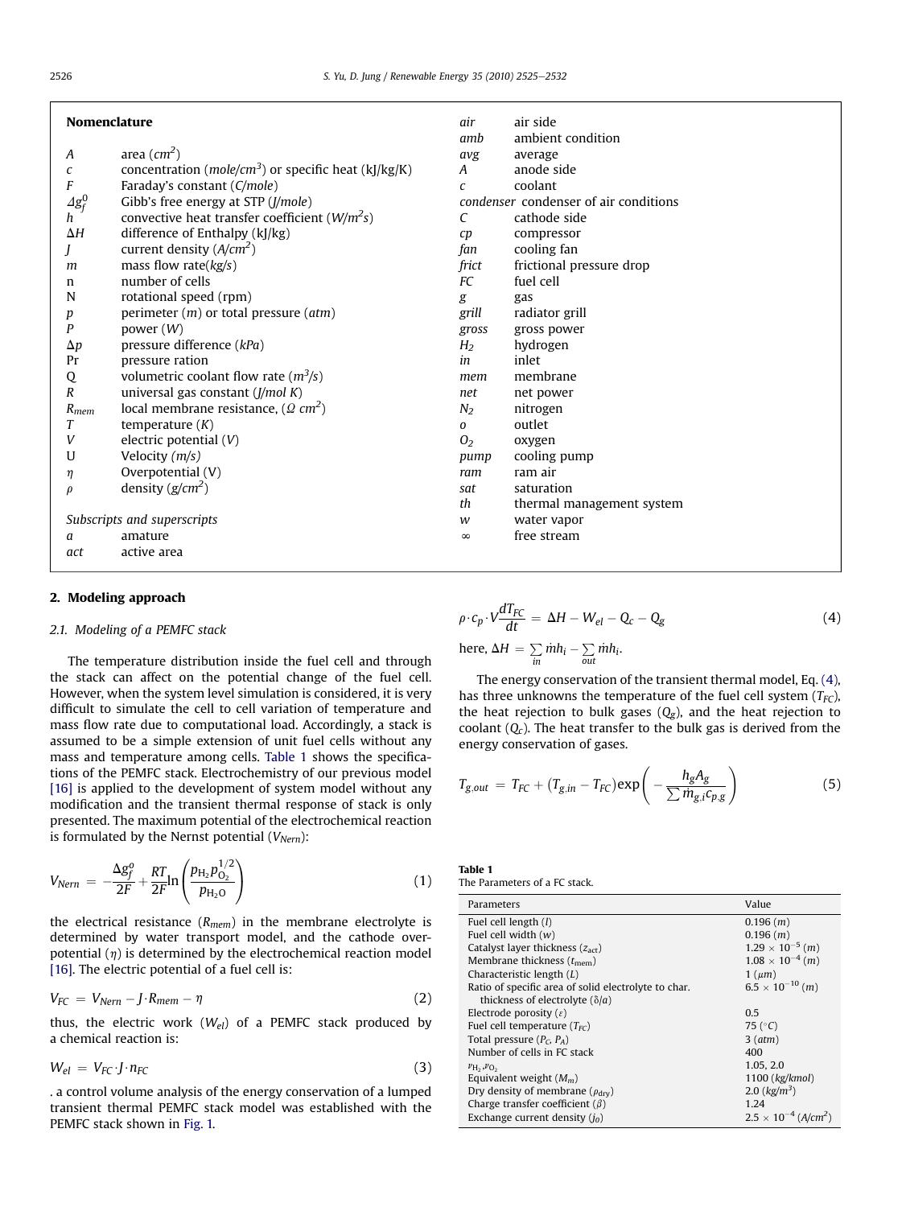## Nomenclature

| | |
|---|---|
| $A$ | area ($cm^2$) |
| $c$ | concentration ($mole/cm^3$) or specific heat (kJ/kg/K) |
| $F$ | Faraday's constant ($C/mole$) |
| $\Delta g_f^0$ | Gibb's free energy at STP ($J/mole$) |
| $h$ | convective heat transfer coefficient ($W/m^2s$) |
| $\Delta H$ | difference of Enthalpy (kJ/kg) |
| $J$ | current density ($A/cm^2$) |
| $m$ | mass flow rate($kg/s$) |
| n | number of cells |
| N | rotational speed (rpm) |
| $p$ | perimeter ($m$) or total pressure ($atm$) |
| $P$ | power ($W$) |
| $\Delta p$ | pressure difference ($kPa$) |
| Pr | pressure ration |
| Q | volumetric coolant flow rate ($m^3/s$) |
| $R$ | universal gas constant ($J/mol\ K$) |
| $R_{mem}$ | local membrane resistance, ($\Omega\ cm^2$) |
| $T$ | temperature ($K$) |
| $V$ | electric potential ($V$) |
| U | Velocity ($m/s$) |
| $\eta$ | Overpotential (V) |
| $\rho$ | density ($g/cm^2$) |

*Subscripts and superscripts*

| | |
|---|---|
| *a* | amature |
| *act* | active area |
| *air* | air side |
| *amb* | ambient condition |
| *avg* | average |
| *A* | anode side |
| *c* | coolant |
| *condenser* | condenser of air conditions |
| *C* | cathode side |
| *cp* | compressor |
| *fan* | cooling fan |
| *frict* | frictional pressure drop |
| *FC* | fuel cell |
| *g* | gas |
| *grill* | radiator grill |
| *gross* | gross power |
| *H₂* | hydrogen |
| *in* | inlet |
| *mem* | membrane |
| *net* | net power |
| *N₂* | nitrogen |
| *o* | outlet |
| *O₂* | oxygen |
| *pump* | cooling pump |
| *ram* | ram air |
| *sat* | saturation |
| *th* | thermal management system |
| *w* | water vapor |
| $\infty$ | free stream |

## 2. Modeling approach

### 2.1. Modeling of a PEMFC stack

The temperature distribution inside the fuel cell and through the stack can affect on the potential change of the fuel cell. However, when the system level simulation is considered, it is very difficult to simulate the cell to cell variation of temperature and mass flow rate due to computational load. Accordingly, a stack is assumed to be a simple extension of unit fuel cells without any mass and temperature among cells. Table 1 shows the specifications of the PEMFC stack. Electrochemistry of our previous model [16] is applied to the development of system model without any modification and the transient thermal response of stack is only presented. The maximum potential of the electrochemical reaction is formulated by the Nernst potential ($V_{Nern}$):

$$V_{Nern} = -\frac{\Delta g_f^o}{2F} + \frac{RT}{2F}\ln\left(\frac{p_{H_2}p_{O_2}^{1/2}}{p_{H_2O}}\right) \tag{1}$$

the electrical resistance ($R_{mem}$) in the membrane electrolyte is determined by water transport model, and the cathode overpotential ($\eta$) is determined by the electrochemical reaction model [16]. The electric potential of a fuel cell is:

$$V_{FC} = V_{Nern} - J\cdot R_{mem} - \eta \tag{2}$$

thus, the electric work ($W_{el}$) of a PEMFC stack produced by a chemical reaction is:

$$W_{el} = V_{FC}\cdot J\cdot n_{FC} \tag{3}$$

. a control volume analysis of the energy conservation of a lumped transient thermal PEMFC stack model was established with the PEMFC stack shown in Fig. 1.

$$\rho\cdot c_p\cdot V\frac{dT_{FC}}{dt} = \Delta H - W_{el} - Q_c - Q_g \tag{4}$$

here, $\Delta H = \sum_{in}\dot{m}h_i - \sum_{out}\dot{m}h_i$.

The energy conservation of the transient thermal model, Eq. (4), has three unknowns the temperature of the fuel cell system ($T_{FC}$), the heat rejection to bulk gases ($Q_g$), and the heat rejection to coolant ($Q_c$). The heat transfer to the bulk gas is derived from the energy conservation of gases.

$$T_{g,out} = T_{FC} + (T_{g,in} - T_{FC})\exp\left(-\frac{h_g A_g}{\sum\dot{m}_{g,i}c_{p,g}}\right) \tag{5}$$

**Table 1**
The Parameters of a FC stack.

| Parameters | Value |
|---|---|
| Fuel cell length ($l$) | 0.196 ($m$) |
| Fuel cell width ($w$) | 0.196 ($m$) |
| Catalyst layer thickness ($z_{act}$) | $1.29\times10^{-5}$ ($m$) |
| Membrane thickness ($t_{mem}$) | $1.08\times10^{-4}$ ($m$) |
| Characteristic length ($L$) | 1 ($\mu m$) |
| Ratio of specific area of solid electrolyte to char. thickness of electrolyte ($\delta/a$) | $6.5\times10^{-10}$ ($m$) |
| Electrode porosity ($\varepsilon$) | 0.5 |
| Fuel cell temperature ($T_{FC}$) | 75 (°C) |
| Total pressure ($P_C$, $P_A$) | 3 ($atm$) |
| Number of cells in FC stack | 400 |
| $\nu_{H_2}$,$\nu_{O_2}$ | 1.05, 2.0 |
| Equivalent weight ($M_m$) | 1100 ($kg/kmol$) |
| Dry density of membrane ($\rho_{dry}$) | 2.0 ($kg/m^3$) |
| Charge transfer coefficient ($\beta$) | 1.24 |
| Exchange current density ($j_0$) | $2.5\times10^{-4}$ ($A/cm^2$) |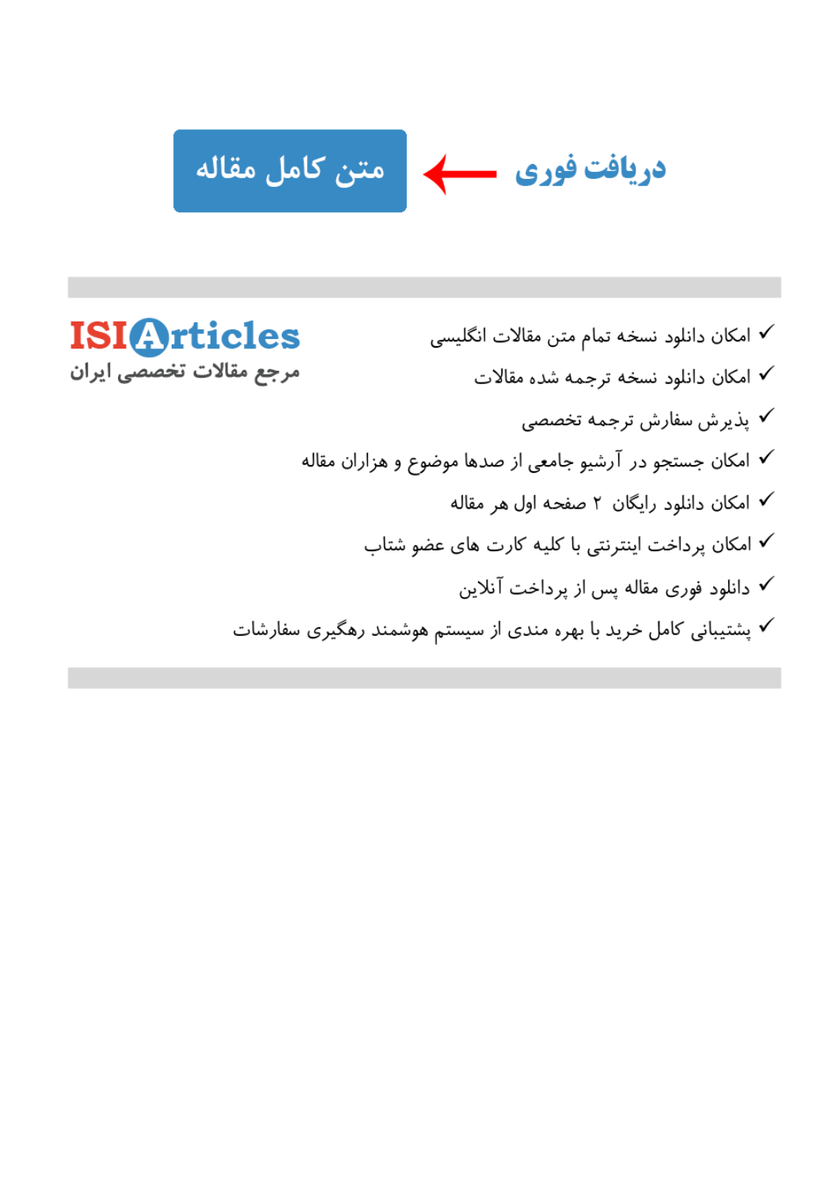دریافت فوری ← **متن کامل مقاله**

**ISIArticles**
مرجع مقالات تخصصی ایران

- ✓ امکان دانلود نسخه تمام متن مقالات انگلیسی
- ✓ امکان دانلود نسخه ترجمه شده مقالات
- ✓ پذیرش سفارش ترجمه تخصصی
- ✓ امکان جستجو در آرشیو جامعی از صدها موضوع و هزاران مقاله
- ✓ امکان دانلود رایگان ۲ صفحه اول هر مقاله
- ✓ امکان پرداخت اینترنتی با کلیه کارت های عضو شتاب
- ✓ دانلود فوری مقاله پس از پرداخت آنلاین
- ✓ پشتیبانی کامل خرید با بهره مندی از سیستم هوشمند رهگیری سفارشات